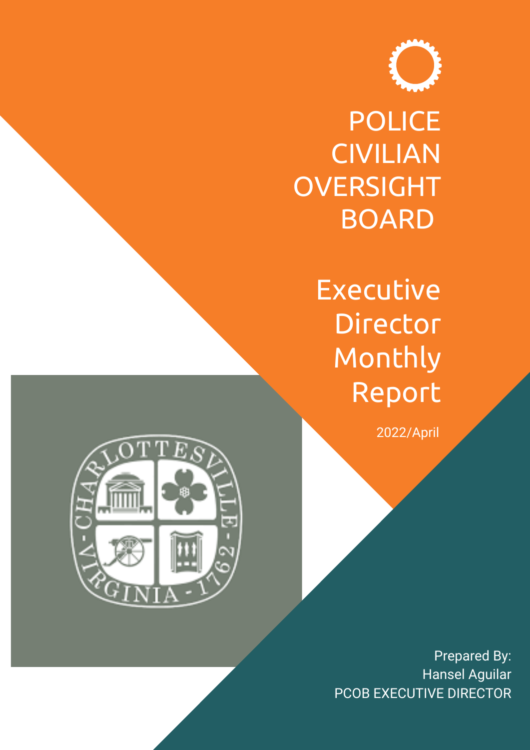# POLICE CIVILIAN OVERSIGHT BOARD

## Executive Director Monthly Report

2022/April

Prepared By:
Hansel Aguilar
PCOB EXECUTIVE DIRECTOR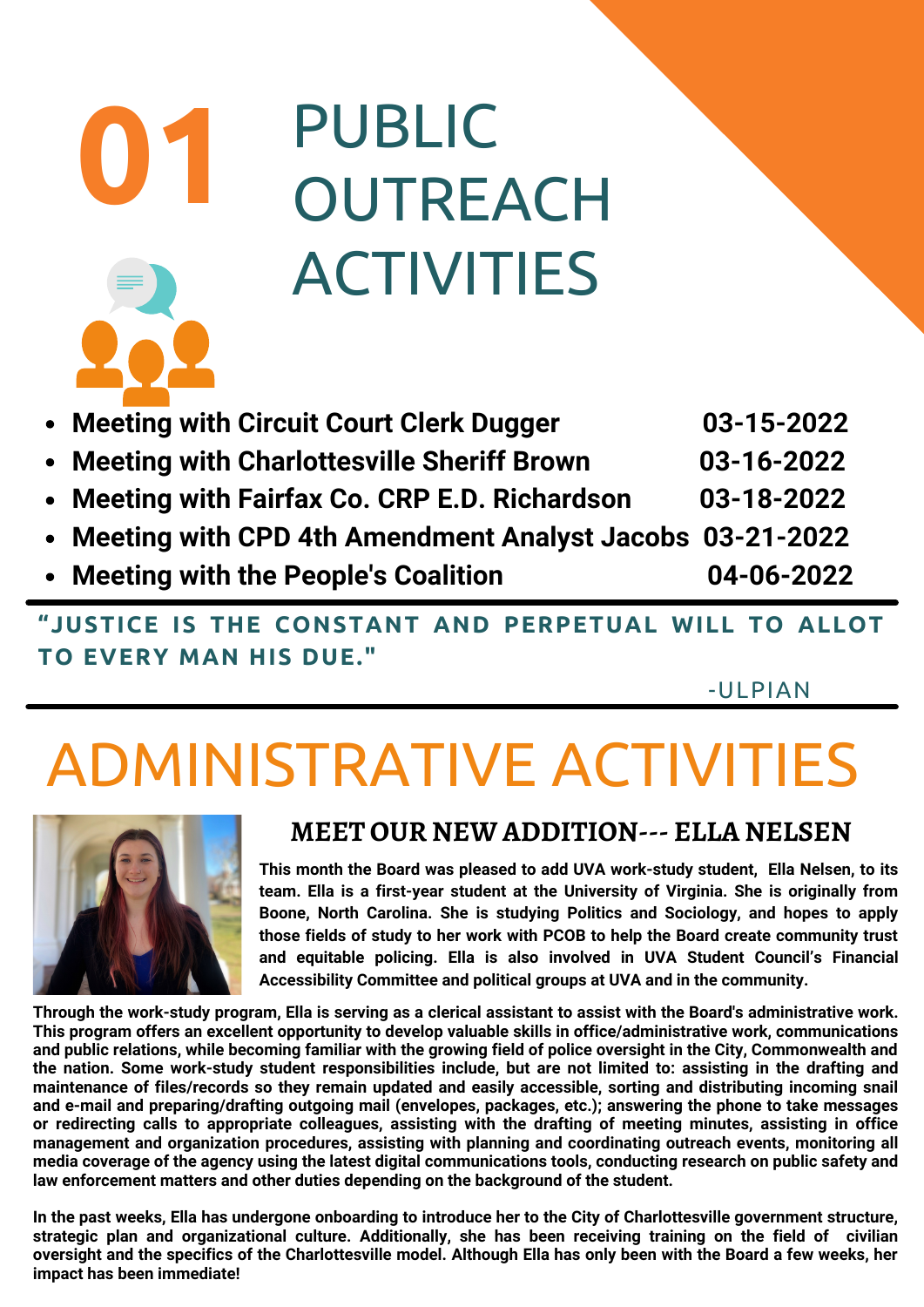# 01 PUBLIC OUTREACH ACTIVITIES

- **Meeting with Circuit Court Clerk Dugger** — **03-15-2022**
- **Meeting with Charlottesville Sheriff Brown** — **03-16-2022**
- **Meeting with Fairfax Co. CRP E.D. Richardson** — **03-18-2022**
- **Meeting with CPD 4th Amendment Analyst Jacobs** — **03-21-2022**
- **Meeting with the People's Coalition** — **04-06-2022**

> **"JUSTICE IS THE CONSTANT AND PERPETUAL WILL TO ALLOT TO EVERY MAN HIS DUE."**
>
> -ULPIAN

# ADMINISTRATIVE ACTIVITIES

## MEET OUR NEW ADDITION--- ELLA NELSEN

**This month the Board was pleased to add UVA work-study student, Ella Nelsen, to its team. Ella is a first-year student at the University of Virginia. She is originally from Boone, North Carolina. She is studying Politics and Sociology, and hopes to apply those fields of study to her work with PCOB to help the Board create community trust and equitable policing. Ella is also involved in UVA Student Council's Financial Accessibility Committee and political groups at UVA and in the community.**

**Through the work-study program, Ella is serving as a clerical assistant to assist with the Board's administrative work. This program offers an excellent opportunity to develop valuable skills in office/administrative work, communications and public relations, while becoming familiar with the growing field of police oversight in the City, Commonwealth and the nation. Some work-study student responsibilities include, but are not limited to: assisting in the drafting and maintenance of files/records so they remain updated and easily accessible, sorting and distributing incoming snail and e-mail and preparing/drafting outgoing mail (envelopes, packages, etc.); answering the phone to take messages or redirecting calls to appropriate colleagues, assisting with the drafting of meeting minutes, assisting in office management and organization procedures, assisting with planning and coordinating outreach events, monitoring all media coverage of the agency using the latest digital communications tools, conducting research on public safety and law enforcement matters and other duties depending on the background of the student.**

**In the past weeks, Ella has undergone onboarding to introduce her to the City of Charlottesville government structure, strategic plan and organizational culture. Additionally, she has been receiving training on the field of civilian oversight and the specifics of the Charlottesville model. Although Ella has only been with the Board a few weeks, her impact has been immediate!**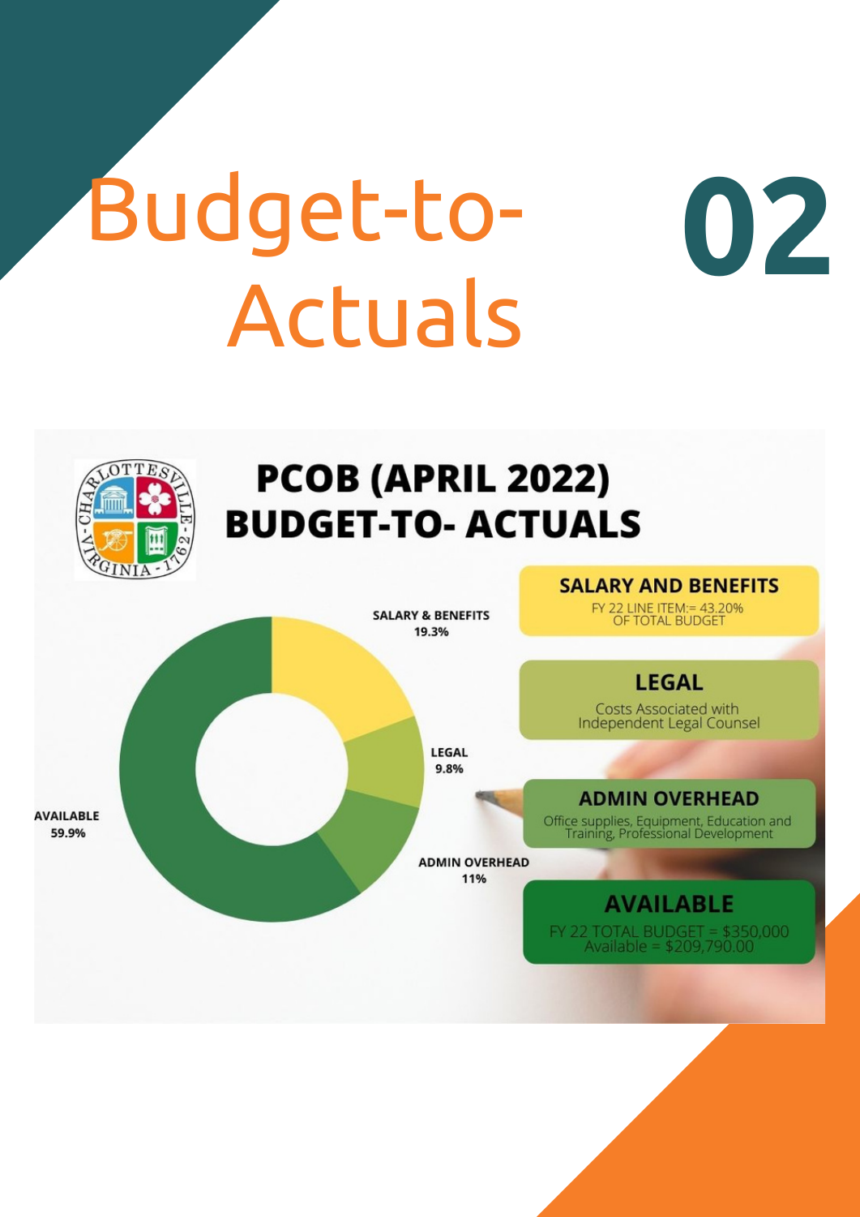# Budget-to-Actuals

# 02

## PCOB (APRIL 2022) BUDGET-TO- ACTUALS

SALARY & BENEFITS 19.3%

LEGAL 9.8%

ADMIN OVERHEAD 11%

AVAILABLE 59.9%

### SALARY AND BENEFITS

FY 22 LINE ITEM:= 43.20% OF TOTAL BUDGET

### LEGAL

Costs Associated with Independent Legal Counsel

### ADMIN OVERHEAD

Office supplies, Equipment, Education and Training, Professional Development

### AVAILABLE

FY 22 TOTAL BUDGET = $350,000
Available = $209,790.00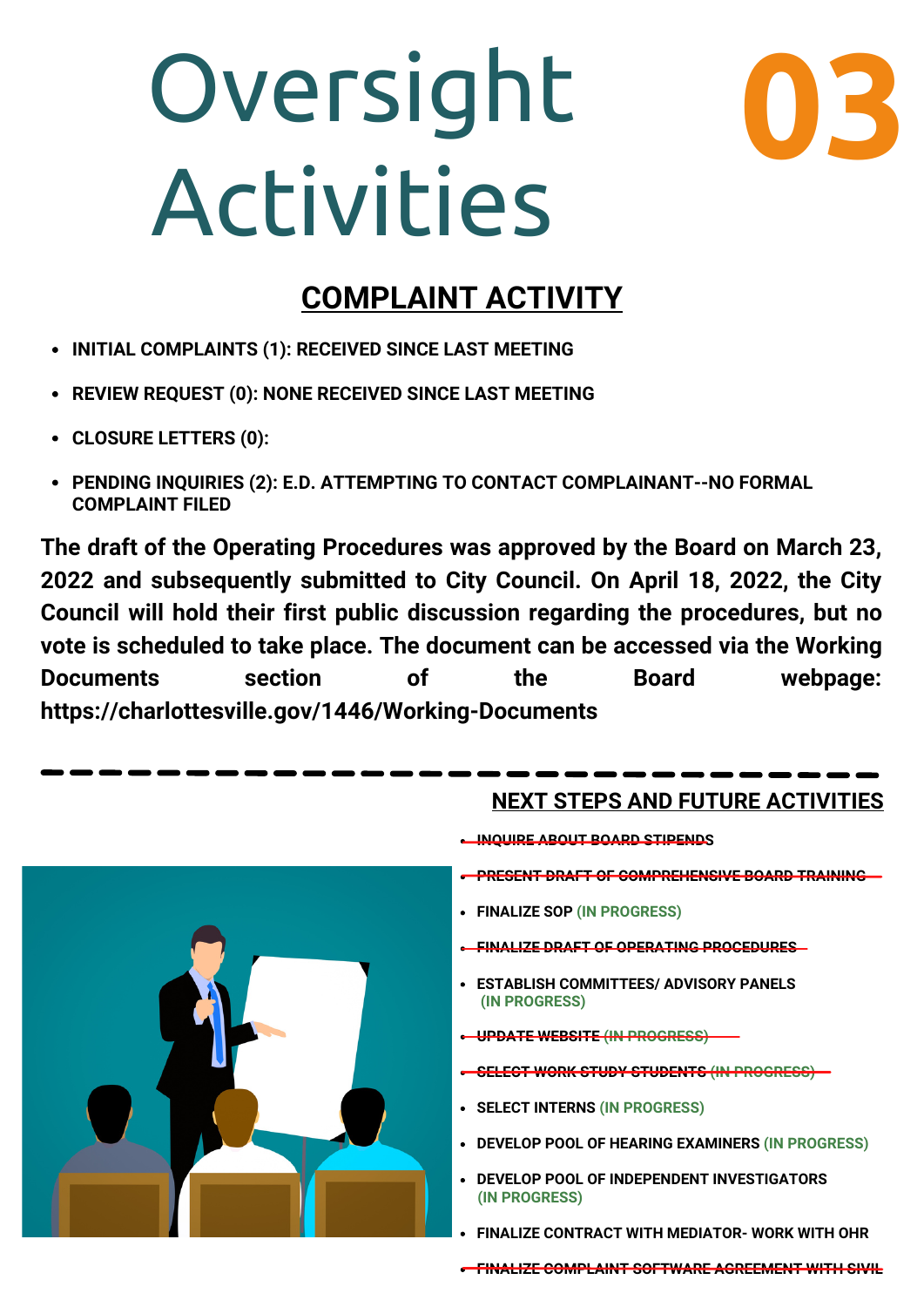# Oversight Activities

# 03

## COMPLAINT ACTIVITY

- **INITIAL COMPLAINTS (1): RECEIVED SINCE LAST MEETING**
- **REVIEW REQUEST (0): NONE RECEIVED SINCE LAST MEETING**
- **CLOSURE LETTERS (0):**
- **PENDING INQUIRIES (2): E.D. ATTEMPTING TO CONTACT COMPLAINANT--NO FORMAL COMPLAINT FILED**

**The draft of the Operating Procedures was approved by the Board on March 23, 2022 and subsequently submitted to City Council. On April 18, 2022, the City Council will hold their first public discussion regarding the procedures, but no vote is scheduled to take place. The document can be accessed via the Working Documents section of the Board webpage: https://charlottesville.gov/1446/Working-Documents**

---

## NEXT STEPS AND FUTURE ACTIVITIES

- ~~INQUIRE ABOUT BOARD STIPENDS~~
- ~~PRESENT DRAFT OF COMPREHENSIVE BOARD TRAINING~~
- FINALIZE SOP (IN PROGRESS)
- ~~FINALIZE DRAFT OF OPERATING PROCEDURES~~
- ESTABLISH COMMITTEES/ ADVISORY PANELS (IN PROGRESS)
- ~~UPDATE WEBSITE (IN PROGRESS)~~
- ~~SELECT WORK STUDY STUDENTS (IN PROGRESS)~~
- SELECT INTERNS (IN PROGRESS)
- DEVELOP POOL OF HEARING EXAMINERS (IN PROGRESS)
- DEVELOP POOL OF INDEPENDENT INVESTIGATORS (IN PROGRESS)
- FINALIZE CONTRACT WITH MEDIATOR- WORK WITH OHR
- ~~FINALIZE COMPLAINT SOFTWARE AGREEMENT WITH SIVIL~~